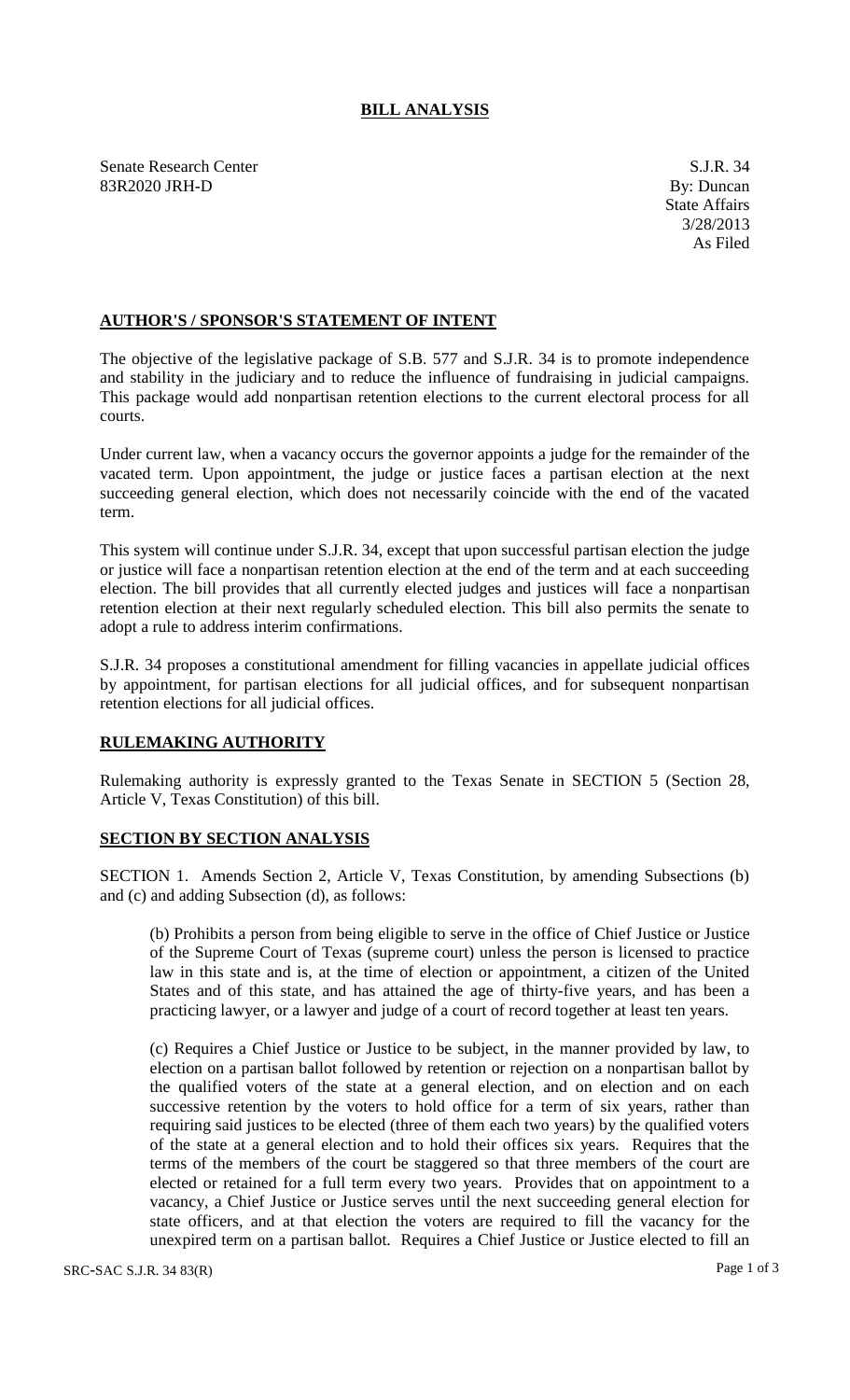# BILL ANALYSIS

Senate Research Center
83R2020 JRH-D

S.J.R. 34
By: Duncan
State Affairs
3/28/2013
As Filed

## AUTHOR'S / SPONSOR'S STATEMENT OF INTENT

The objective of the legislative package of S.B. 577 and S.J.R. 34 is to promote independence and stability in the judiciary and to reduce the influence of fundraising in judicial campaigns. This package would add nonpartisan retention elections to the current electoral process for all courts.

Under current law, when a vacancy occurs the governor appoints a judge for the remainder of the vacated term. Upon appointment, the judge or justice faces a partisan election at the next succeeding general election, which does not necessarily coincide with the end of the vacated term.

This system will continue under S.J.R. 34, except that upon successful partisan election the judge or justice will face a nonpartisan retention election at the end of the term and at each succeeding election. The bill provides that all currently elected judges and justices will face a nonpartisan retention election at their next regularly scheduled election. This bill also permits the senate to adopt a rule to address interim confirmations.

S.J.R. 34 proposes a constitutional amendment for filling vacancies in appellate judicial offices by appointment, for partisan elections for all judicial offices, and for subsequent nonpartisan retention elections for all judicial offices.

## RULEMAKING AUTHORITY

Rulemaking authority is expressly granted to the Texas Senate in SECTION 5 (Section 28, Article V, Texas Constitution) of this bill.

## SECTION BY SECTION ANALYSIS

SECTION 1. Amends Section 2, Article V, Texas Constitution, by amending Subsections (b) and (c) and adding Subsection (d), as follows:

(b) Prohibits a person from being eligible to serve in the office of Chief Justice or Justice of the Supreme Court of Texas (supreme court) unless the person is licensed to practice law in this state and is, at the time of election or appointment, a citizen of the United States and of this state, and has attained the age of thirty-five years, and has been a practicing lawyer, or a lawyer and judge of a court of record together at least ten years.

(c) Requires a Chief Justice or Justice to be subject, in the manner provided by law, to election on a partisan ballot followed by retention or rejection on a nonpartisan ballot by the qualified voters of the state at a general election, and on election and on each successive retention by the voters to hold office for a term of six years, rather than requiring said justices to be elected (three of them each two years) by the qualified voters of the state at a general election and to hold their offices six years. Requires that the terms of the members of the court be staggered so that three members of the court are elected or retained for a full term every two years. Provides that on appointment to a vacancy, a Chief Justice or Justice serves until the next succeeding general election for state officers, and at that election the voters are required to fill the vacancy for the unexpired term on a partisan ballot. Requires a Chief Justice or Justice elected to fill an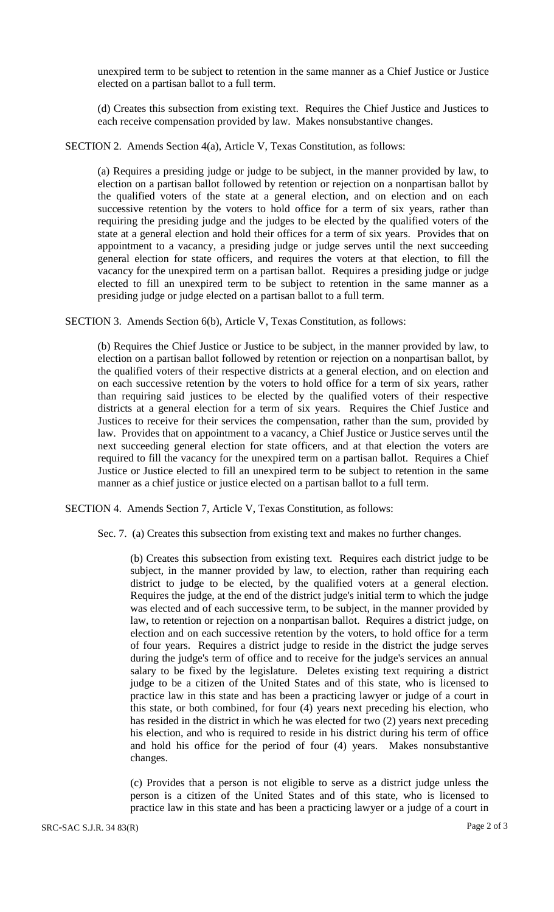unexpired term to be subject to retention in the same manner as a Chief Justice or Justice elected on a partisan ballot to a full term.

(d) Creates this subsection from existing text. Requires the Chief Justice and Justices to each receive compensation provided by law. Makes nonsubstantive changes.

SECTION 2. Amends Section 4(a), Article V, Texas Constitution, as follows:

(a) Requires a presiding judge or judge to be subject, in the manner provided by law, to election on a partisan ballot followed by retention or rejection on a nonpartisan ballot by the qualified voters of the state at a general election, and on election and on each successive retention by the voters to hold office for a term of six years, rather than requiring the presiding judge and the judges to be elected by the qualified voters of the state at a general election and hold their offices for a term of six years. Provides that on appointment to a vacancy, a presiding judge or judge serves until the next succeeding general election for state officers, and requires the voters at that election, to fill the vacancy for the unexpired term on a partisan ballot. Requires a presiding judge or judge elected to fill an unexpired term to be subject to retention in the same manner as a presiding judge or judge elected on a partisan ballot to a full term.

SECTION 3. Amends Section 6(b), Article V, Texas Constitution, as follows:

(b) Requires the Chief Justice or Justice to be subject, in the manner provided by law, to election on a partisan ballot followed by retention or rejection on a nonpartisan ballot, by the qualified voters of their respective districts at a general election, and on election and on each successive retention by the voters to hold office for a term of six years, rather than requiring said justices to be elected by the qualified voters of their respective districts at a general election for a term of six years. Requires the Chief Justice and Justices to receive for their services the compensation, rather than the sum, provided by law. Provides that on appointment to a vacancy, a Chief Justice or Justice serves until the next succeeding general election for state officers, and at that election the voters are required to fill the vacancy for the unexpired term on a partisan ballot. Requires a Chief Justice or Justice elected to fill an unexpired term to be subject to retention in the same manner as a chief justice or justice elected on a partisan ballot to a full term.

SECTION 4. Amends Section 7, Article V, Texas Constitution, as follows:

Sec. 7. (a) Creates this subsection from existing text and makes no further changes.

(b) Creates this subsection from existing text. Requires each district judge to be subject, in the manner provided by law, to election, rather than requiring each district to judge to be elected, by the qualified voters at a general election. Requires the judge, at the end of the district judge's initial term to which the judge was elected and of each successive term, to be subject, in the manner provided by law, to retention or rejection on a nonpartisan ballot. Requires a district judge, on election and on each successive retention by the voters, to hold office for a term of four years. Requires a district judge to reside in the district the judge serves during the judge's term of office and to receive for the judge's services an annual salary to be fixed by the legislature. Deletes existing text requiring a district judge to be a citizen of the United States and of this state, who is licensed to practice law in this state and has been a practicing lawyer or judge of a court in this state, or both combined, for four (4) years next preceding his election, who has resided in the district in which he was elected for two (2) years next preceding his election, and who is required to reside in his district during his term of office and hold his office for the period of four (4) years. Makes nonsubstantive changes.

(c) Provides that a person is not eligible to serve as a district judge unless the person is a citizen of the United States and of this state, who is licensed to practice law in this state and has been a practicing lawyer or a judge of a court in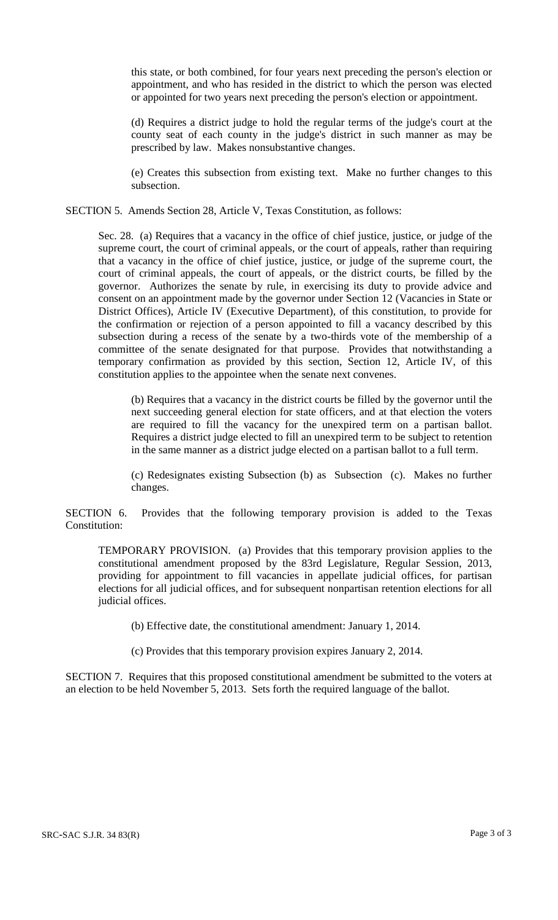this state, or both combined, for four years next preceding the person's election or appointment, and who has resided in the district to which the person was elected or appointed for two years next preceding the person's election or appointment.

(d) Requires a district judge to hold the regular terms of the judge's court at the county seat of each county in the judge's district in such manner as may be prescribed by law. Makes nonsubstantive changes.

(e) Creates this subsection from existing text. Make no further changes to this subsection.

SECTION 5. Amends Section 28, Article V, Texas Constitution, as follows:

Sec. 28. (a) Requires that a vacancy in the office of chief justice, justice, or judge of the supreme court, the court of criminal appeals, or the court of appeals, rather than requiring that a vacancy in the office of chief justice, justice, or judge of the supreme court, the court of criminal appeals, the court of appeals, or the district courts, be filled by the governor. Authorizes the senate by rule, in exercising its duty to provide advice and consent on an appointment made by the governor under Section 12 (Vacancies in State or District Offices), Article IV (Executive Department), of this constitution, to provide for the confirmation or rejection of a person appointed to fill a vacancy described by this subsection during a recess of the senate by a two-thirds vote of the membership of a committee of the senate designated for that purpose. Provides that notwithstanding a temporary confirmation as provided by this section, Section 12, Article IV, of this constitution applies to the appointee when the senate next convenes.

(b) Requires that a vacancy in the district courts be filled by the governor until the next succeeding general election for state officers, and at that election the voters are required to fill the vacancy for the unexpired term on a partisan ballot. Requires a district judge elected to fill an unexpired term to be subject to retention in the same manner as a district judge elected on a partisan ballot to a full term.

(c) Redesignates existing Subsection (b) as Subsection (c). Makes no further changes.

SECTION 6. Provides that the following temporary provision is added to the Texas Constitution:

TEMPORARY PROVISION. (a) Provides that this temporary provision applies to the constitutional amendment proposed by the 83rd Legislature, Regular Session, 2013, providing for appointment to fill vacancies in appellate judicial offices, for partisan elections for all judicial offices, and for subsequent nonpartisan retention elections for all judicial offices.

(b) Effective date, the constitutional amendment: January 1, 2014.

(c) Provides that this temporary provision expires January 2, 2014.

SECTION 7. Requires that this proposed constitutional amendment be submitted to the voters at an election to be held November 5, 2013. Sets forth the required language of the ballot.